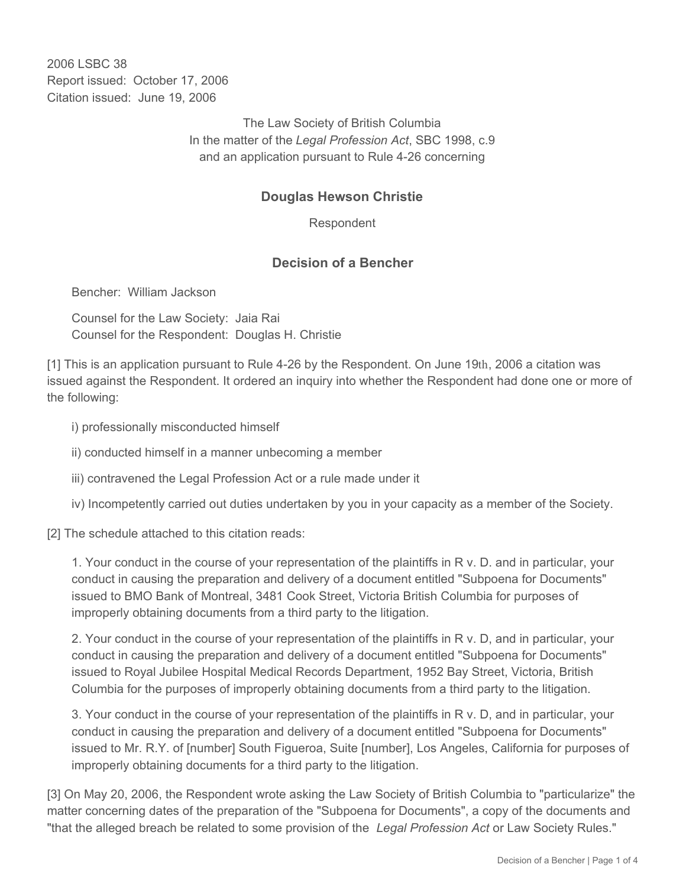2006 LSBC 38
Report issued: October 17, 2006
Citation issued: June 19, 2006

The Law Society of British Columbia
In the matter of the *Legal Profession Act*, SBC 1998, c.9
and an application pursuant to Rule 4-26 concerning

## Douglas Hewson Christie

Respondent

## Decision of a Bencher

Bencher: William Jackson

Counsel for the Law Society: Jaia Rai
Counsel for the Respondent: Douglas H. Christie

[1] This is an application pursuant to Rule 4-26 by the Respondent. On June 19th, 2006 a citation was issued against the Respondent. It ordered an inquiry into whether the Respondent had done one or more of the following:

i) professionally misconducted himself

ii) conducted himself in a manner unbecoming a member

iii) contravened the Legal Profession Act or a rule made under it

iv) Incompetently carried out duties undertaken by you in your capacity as a member of the Society.

[2] The schedule attached to this citation reads:

1. Your conduct in the course of your representation of the plaintiffs in R v. D. and in particular, your conduct in causing the preparation and delivery of a document entitled "Subpoena for Documents" issued to BMO Bank of Montreal, 3481 Cook Street, Victoria British Columbia for purposes of improperly obtaining documents from a third party to the litigation.

2. Your conduct in the course of your representation of the plaintiffs in R v. D, and in particular, your conduct in causing the preparation and delivery of a document entitled "Subpoena for Documents" issued to Royal Jubilee Hospital Medical Records Department, 1952 Bay Street, Victoria, British Columbia for the purposes of improperly obtaining documents from a third party to the litigation.

3. Your conduct in the course of your representation of the plaintiffs in R v. D, and in particular, your conduct in causing the preparation and delivery of a document entitled "Subpoena for Documents" issued to Mr. R.Y. of [number] South Figueroa, Suite [number], Los Angeles, California for purposes of improperly obtaining documents for a third party to the litigation.

[3] On May 20, 2006, the Respondent wrote asking the Law Society of British Columbia to "particularize" the matter concerning dates of the preparation of the "Subpoena for Documents", a copy of the documents and "that the alleged breach be related to some provision of the *Legal Profession Act* or Law Society Rules."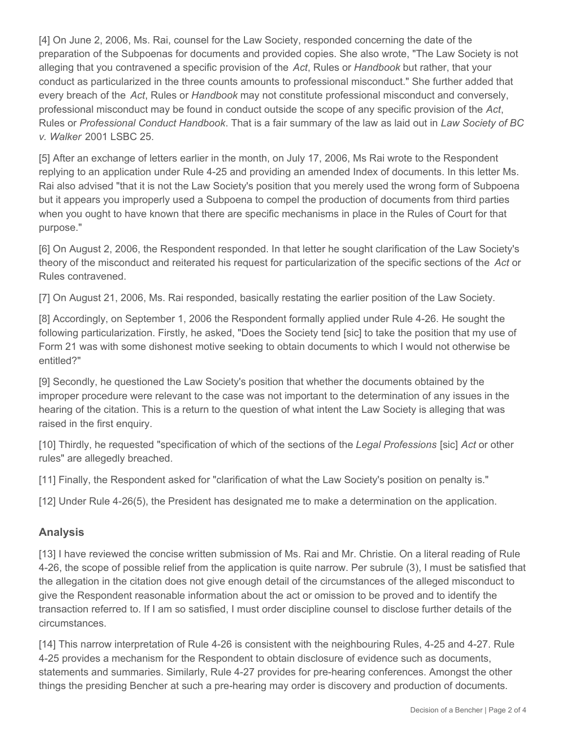[4] On June 2, 2006, Ms. Rai, counsel for the Law Society, responded concerning the date of the preparation of the Subpoenas for documents and provided copies. She also wrote, "The Law Society is not alleging that you contravened a specific provision of the *Act*, Rules or *Handbook* but rather, that your conduct as particularized in the three counts amounts to professional misconduct." She further added that every breach of the *Act*, Rules or *Handbook* may not constitute professional misconduct and conversely, professional misconduct may be found in conduct outside the scope of any specific provision of the *Act*, Rules or *Professional Conduct Handbook*. That is a fair summary of the law as laid out in *Law Society of BC v. Walker* 2001 LSBC 25.

[5] After an exchange of letters earlier in the month, on July 17, 2006, Ms Rai wrote to the Respondent replying to an application under Rule 4-25 and providing an amended Index of documents. In this letter Ms. Rai also advised "that it is not the Law Society's position that you merely used the wrong form of Subpoena but it appears you improperly used a Subpoena to compel the production of documents from third parties when you ought to have known that there are specific mechanisms in place in the Rules of Court for that purpose."

[6] On August 2, 2006, the Respondent responded. In that letter he sought clarification of the Law Society's theory of the misconduct and reiterated his request for particularization of the specific sections of the *Act* or Rules contravened.

[7] On August 21, 2006, Ms. Rai responded, basically restating the earlier position of the Law Society.

[8] Accordingly, on September 1, 2006 the Respondent formally applied under Rule 4-26. He sought the following particularization. Firstly, he asked, "Does the Society tend [sic] to take the position that my use of Form 21 was with some dishonest motive seeking to obtain documents to which I would not otherwise be entitled?"

[9] Secondly, he questioned the Law Society's position that whether the documents obtained by the improper procedure were relevant to the case was not important to the determination of any issues in the hearing of the citation. This is a return to the question of what intent the Law Society is alleging that was raised in the first enquiry.

[10] Thirdly, he requested "specification of which of the sections of the *Legal Professions* [sic] *Act* or other rules" are allegedly breached.

[11] Finally, the Respondent asked for "clarification of what the Law Society's position on penalty is."

[12] Under Rule 4-26(5), the President has designated me to make a determination on the application.

## Analysis

[13] I have reviewed the concise written submission of Ms. Rai and Mr. Christie. On a literal reading of Rule 4-26, the scope of possible relief from the application is quite narrow. Per subrule (3), I must be satisfied that the allegation in the citation does not give enough detail of the circumstances of the alleged misconduct to give the Respondent reasonable information about the act or omission to be proved and to identify the transaction referred to. If I am so satisfied, I must order discipline counsel to disclose further details of the circumstances.

[14] This narrow interpretation of Rule 4-26 is consistent with the neighbouring Rules, 4-25 and 4-27. Rule 4-25 provides a mechanism for the Respondent to obtain disclosure of evidence such as documents, statements and summaries. Similarly, Rule 4-27 provides for pre-hearing conferences. Amongst the other things the presiding Bencher at such a pre-hearing may order is discovery and production of documents.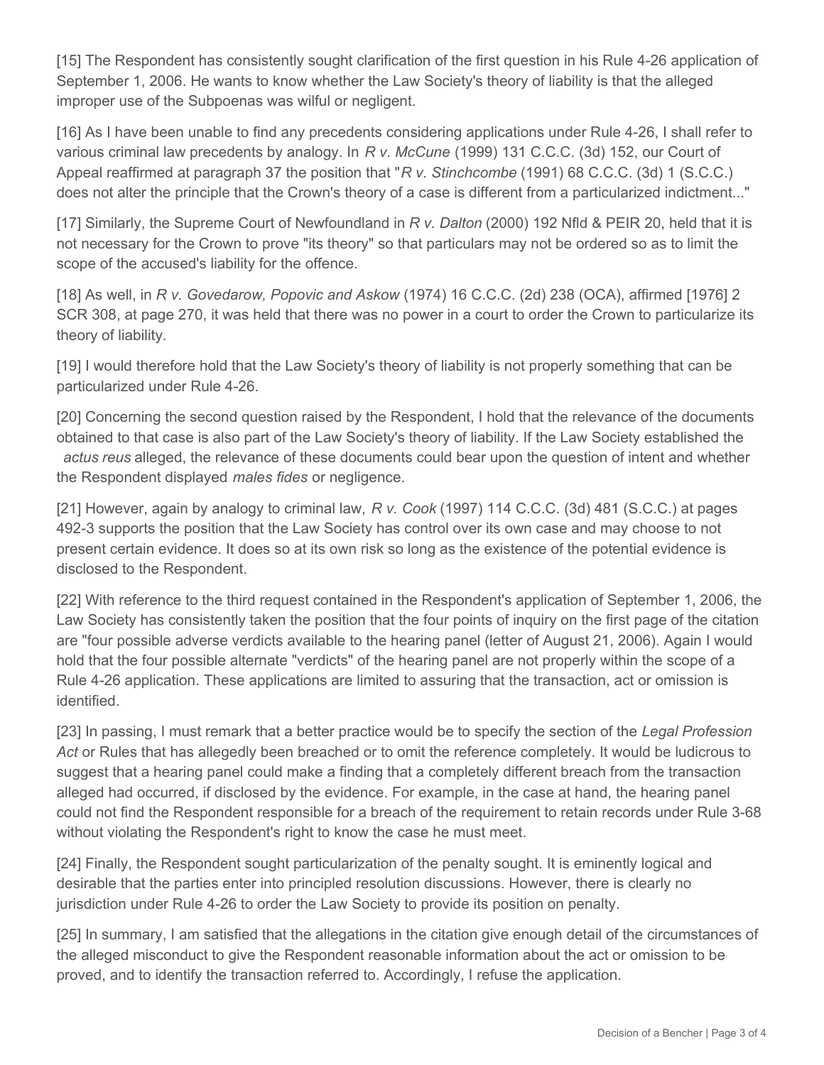[15] The Respondent has consistently sought clarification of the first question in his Rule 4-26 application of September 1, 2006. He wants to know whether the Law Society's theory of liability is that the alleged improper use of the Subpoenas was wilful or negligent.

[16] As I have been unable to find any precedents considering applications under Rule 4-26, I shall refer to various criminal law precedents by analogy. In *R v. McCune* (1999) 131 C.C.C. (3d) 152, our Court of Appeal reaffirmed at paragraph 37 the position that "*R v. Stinchcombe* (1991) 68 C.C.C. (3d) 1 (S.C.C.) does not alter the principle that the Crown's theory of a case is different from a particularized indictment..."

[17] Similarly, the Supreme Court of Newfoundland in *R v. Dalton* (2000) 192 Nfld & PEIR 20, held that it is not necessary for the Crown to prove "its theory" so that particulars may not be ordered so as to limit the scope of the accused's liability for the offence.

[18] As well, in *R v. Govedarow, Popovic and Askow* (1974) 16 C.C.C. (2d) 238 (OCA), affirmed [1976] 2 SCR 308, at page 270, it was held that there was no power in a court to order the Crown to particularize its theory of liability.

[19] I would therefore hold that the Law Society's theory of liability is not properly something that can be particularized under Rule 4-26.

[20] Concerning the second question raised by the Respondent, I hold that the relevance of the documents obtained to that case is also part of the Law Society's theory of liability. If the Law Society established the *actus reus* alleged, the relevance of these documents could bear upon the question of intent and whether the Respondent displayed *males fides* or negligence.

[21] However, again by analogy to criminal law, *R v. Cook* (1997) 114 C.C.C. (3d) 481 (S.C.C.) at pages 492-3 supports the position that the Law Society has control over its own case and may choose to not present certain evidence. It does so at its own risk so long as the existence of the potential evidence is disclosed to the Respondent.

[22] With reference to the third request contained in the Respondent's application of September 1, 2006, the Law Society has consistently taken the position that the four points of inquiry on the first page of the citation are "four possible adverse verdicts available to the hearing panel (letter of August 21, 2006). Again I would hold that the four possible alternate "verdicts" of the hearing panel are not properly within the scope of a Rule 4-26 application. These applications are limited to assuring that the transaction, act or omission is identified.

[23] In passing, I must remark that a better practice would be to specify the section of the *Legal Profession Act* or Rules that has allegedly been breached or to omit the reference completely. It would be ludicrous to suggest that a hearing panel could make a finding that a completely different breach from the transaction alleged had occurred, if disclosed by the evidence. For example, in the case at hand, the hearing panel could not find the Respondent responsible for a breach of the requirement to retain records under Rule 3-68 without violating the Respondent's right to know the case he must meet.

[24] Finally, the Respondent sought particularization of the penalty sought. It is eminently logical and desirable that the parties enter into principled resolution discussions. However, there is clearly no jurisdiction under Rule 4-26 to order the Law Society to provide its position on penalty.

[25] In summary, I am satisfied that the allegations in the citation give enough detail of the circumstances of the alleged misconduct to give the Respondent reasonable information about the act or omission to be proved, and to identify the transaction referred to. Accordingly, I refuse the application.